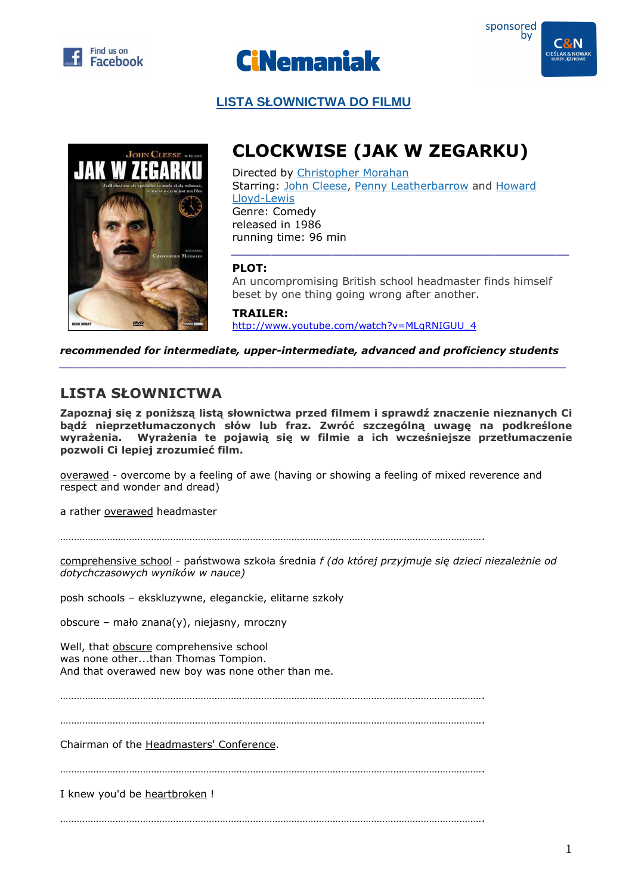Find us on Facebook

# CiNemaniak

sponsored by C&N CIEŚLAK & NOWAK KURSY JĘZYKOWE

**LISTA SŁOWNICTWA DO FILMU**

## CLOCKWISE (JAK W ZEGARKU)

Directed by Christopher Morahan
Starring: John Cleese, Penny Leatherbarrow and Howard Lloyd-Lewis
Genre: Comedy
released in 1986
running time: 96 min

**PLOT:**
An uncompromising British school headmaster finds himself beset by one thing going wrong after another.

**TRAILER:**
http://www.youtube.com/watch?v=MLgRNIGUU_4

***recommended for intermediate, upper-intermediate, advanced and proficiency students***

## LISTA SŁOWNICTWA

**Zapoznaj się z poniższą listą słownictwa przed filmem i sprawdź znaczenie nieznanych Ci bądź nieprzetłumaczonych słów lub fraz. Zwróć szczególną uwagę na podkreślone wyrażenia. Wyrażenia te pojawią się w filmie a ich wcześniejsze przetłumaczenie pozwoli Ci lepiej zrozumieć film.**

<u>overawed</u> - overcome by a feeling of awe (having or showing a feeling of mixed reverence and respect and wonder and dread)

a rather <u>overawed</u> headmaster

……………………………………………………………………………………………………………………………….

<u>comprehensive school</u> - państwowa szkoła średnia *f (do której przyjmuje się dzieci niezależnie od dotychczasowych wyników w nauce)*

posh schools – ekskluzywne, eleganckie, elitarne szkoły

obscure – mało znana(y), niejasny, mroczny

Well, that <u>obscure</u> comprehensive school
was none other...than Thomas Tompion.
And that overawed new boy was none other than me.

……………………………………………………………………………………………………………………………….

……………………………………………………………………………………………………………………………….

Chairman of the <u>Headmasters' Conference</u>.

……………………………………………………………………………………………………………………………….

I knew you'd be <u>heartbroken</u> !

……………………………………………………………………………………………………………………………….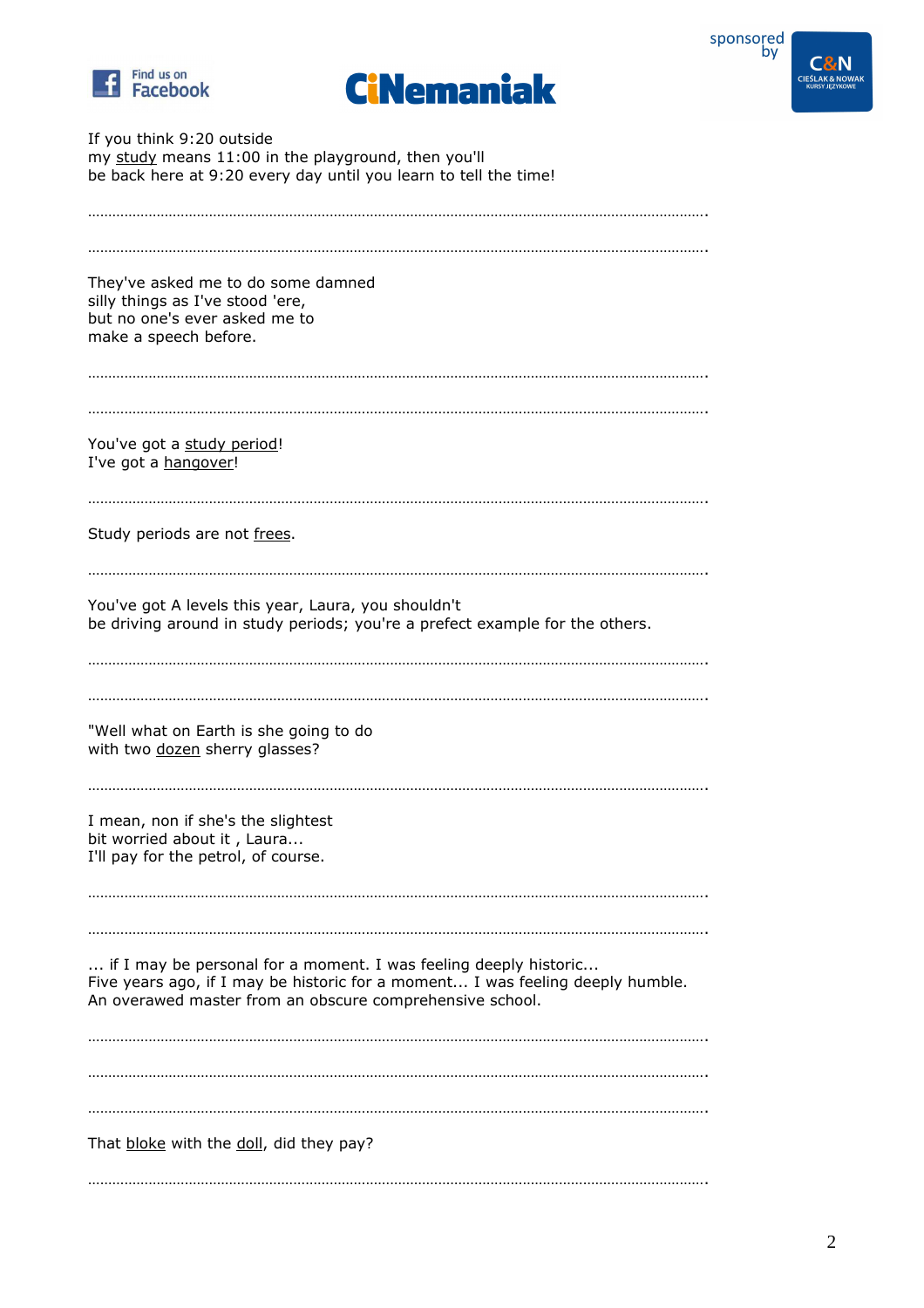If you think 9:20 outside
my study means 11:00 in the playground, then you'll
be back here at 9:20 every day until you learn to tell the time!

……………………………………………………………………………………………………………………………………….

……………………………………………………………………………………………………………………………………….

They've asked me to do some damned
silly things as I've stood 'ere,
but no one's ever asked me to
make a speech before.

……………………………………………………………………………………………………………………………………….

……………………………………………………………………………………………………………………………………….

You've got a study period!
I've got a hangover!

……………………………………………………………………………………………………………………………………….

Study periods are not frees.

……………………………………………………………………………………………………………………………………….

You've got A levels this year, Laura, you shouldn't
be driving around in study periods; you're a prefect example for the others.

……………………………………………………………………………………………………………………………………….

……………………………………………………………………………………………………………………………………….

"Well what on Earth is she going to do
with two dozen sherry glasses?

……………………………………………………………………………………………………………………………………….

I mean, non if she's the slightest
bit worried about it , Laura...
I'll pay for the petrol, of course.

……………………………………………………………………………………………………………………………………….

……………………………………………………………………………………………………………………………………….

... if I may be personal for a moment. I was feeling deeply historic...
Five years ago, if I may be historic for a moment... I was feeling deeply humble.
An overawed master from an obscure comprehensive school.

……………………………………………………………………………………………………………………………………….

……………………………………………………………………………………………………………………………………….

……………………………………………………………………………………………………………………………………….

That bloke with the doll, did they pay?

……………………………………………………………………………………………………………………………………….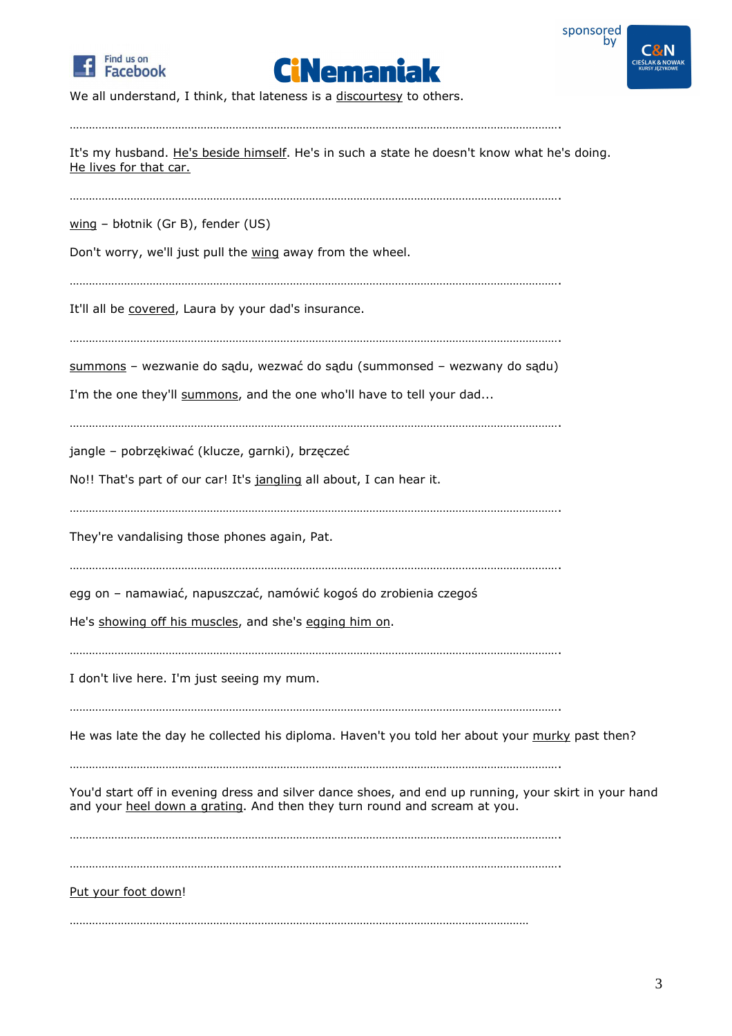We all understand, I think, that lateness is a <u>discourtesy</u> to others.

………………………………………………………………………………………………………………………………….

It's my husband. <u>He's beside himself</u>. He's in such a state he doesn't know what he's doing. <u>He lives for that car.</u>

………………………………………………………………………………………………………………………………….

<u>wing</u> – błotnik (Gr B), fender (US)

Don't worry, we'll just pull the <u>wing</u> away from the wheel.

………………………………………………………………………………………………………………………………….

It'll all be <u>covered</u>, Laura by your dad's insurance.

………………………………………………………………………………………………………………………………….

<u>summons</u> – wezwanie do sądu, wezwać do sądu (summonsed – wezwany do sądu)

I'm the one they'll <u>summons</u>, and the one who'll have to tell your dad...

………………………………………………………………………………………………………………………………….

jangle – pobrzękiwać (klucze, garnki), brzęczeć

No!! That's part of our car! It's <u>jangling</u> all about, I can hear it.

………………………………………………………………………………………………………………………………….

They're vandalising those phones again, Pat.

………………………………………………………………………………………………………………………………….

egg on – namawiać, napuszczać, namówić kogoś do zrobienia czegoś

He's <u>showing off his muscles</u>, and she's <u>egging him on</u>.

………………………………………………………………………………………………………………………………….

I don't live here. I'm just seeing my mum.

………………………………………………………………………………………………………………………………….

He was late the day he collected his diploma. Haven't you told her about your <u>murky</u> past then?

………………………………………………………………………………………………………………………………….

You'd start off in evening dress and silver dance shoes, and end up running, your skirt in your hand and your <u>heel down a grating</u>. And then they turn round and scream at you.

………………………………………………………………………………………………………………………………….

………………………………………………………………………………………………………………………………….

<u>Put your foot down</u>!

…………………………………………………………………………………………………………………………………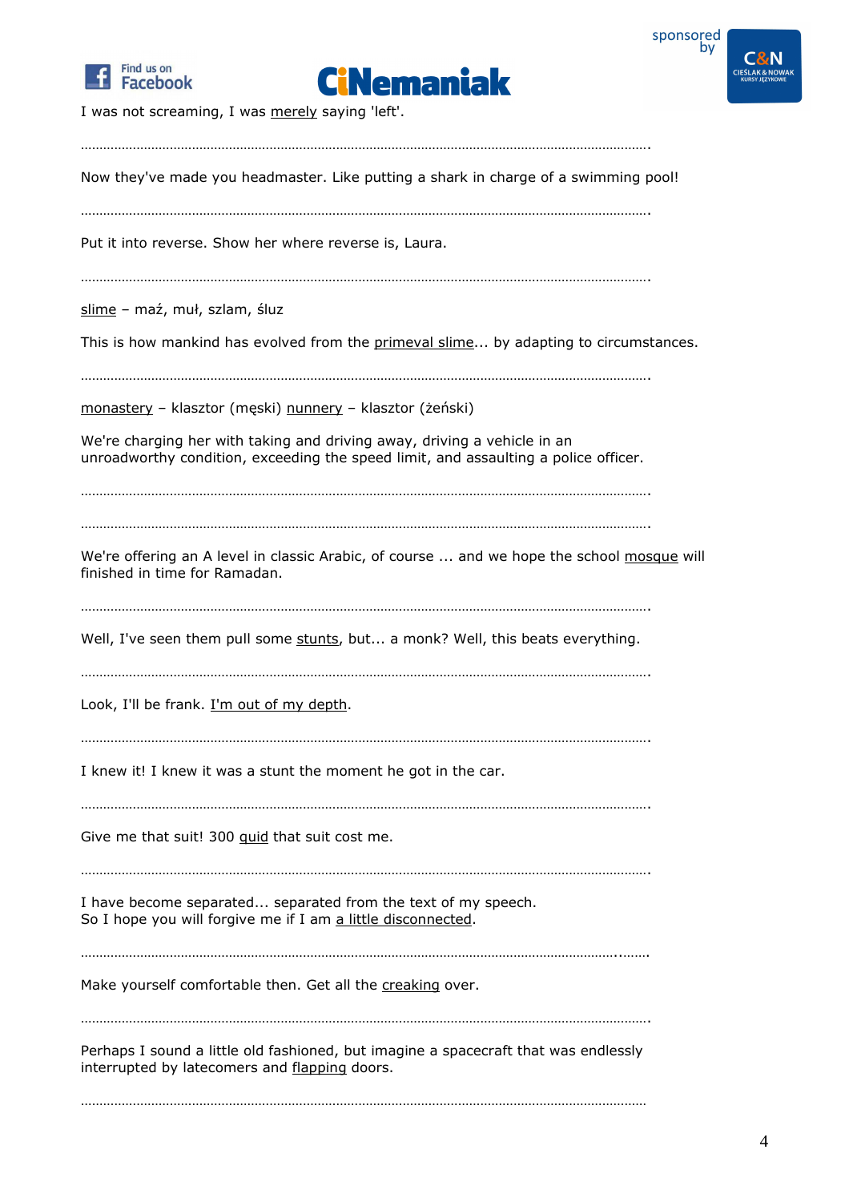I was not screaming, I was <u>merely</u> saying 'left'.

…………………………………………………………………………………………………………………………………….

Now they've made you headmaster. Like putting a shark in charge of a swimming pool!

…………………………………………………………………………………………………………………………………….

Put it into reverse. Show her where reverse is, Laura.

…………………………………………………………………………………………………………………………………….

<u>slime</u> – maź, muł, szlam, śluz

This is how mankind has evolved from the <u>primeval slime</u>... by adapting to circumstances.

…………………………………………………………………………………………………………………………………….

<u>monastery</u> – klasztor (męski) <u>nunnery</u> – klasztor (żeński)

We're charging her with taking and driving away, driving a vehicle in an unroadworthy condition, exceeding the speed limit, and assaulting a police officer.

…………………………………………………………………………………………………………………………………….

…………………………………………………………………………………………………………………………………….

We're offering an A level in classic Arabic, of course ... and we hope the school <u>mosque</u> will finished in time for Ramadan.

…………………………………………………………………………………………………………………………………….

Well, I've seen them pull some <u>stunts</u>, but... a monk? Well, this beats everything.

…………………………………………………………………………………………………………………………………….

Look, I'll be frank. <u>I'm out of my depth</u>.

…………………………………………………………………………………………………………………………………….

I knew it! I knew it was a stunt the moment he got in the car.

…………………………………………………………………………………………………………………………………….

Give me that suit! 300 <u>quid</u> that suit cost me.

…………………………………………………………………………………………………………………………………….

I have become separated... separated from the text of my speech.
So I hope you will forgive me if I am <u>a little disconnected</u>.

…………………………………………………………………………………………………………………………………….

Make yourself comfortable then. Get all the <u>creaking</u> over.

…………………………………………………………………………………………………………………………………….

Perhaps I sound a little old fashioned, but imagine a spacecraft that was endlessly interrupted by latecomers and <u>flapping</u> doors.

……………………………………………………………………………………………………………………………………